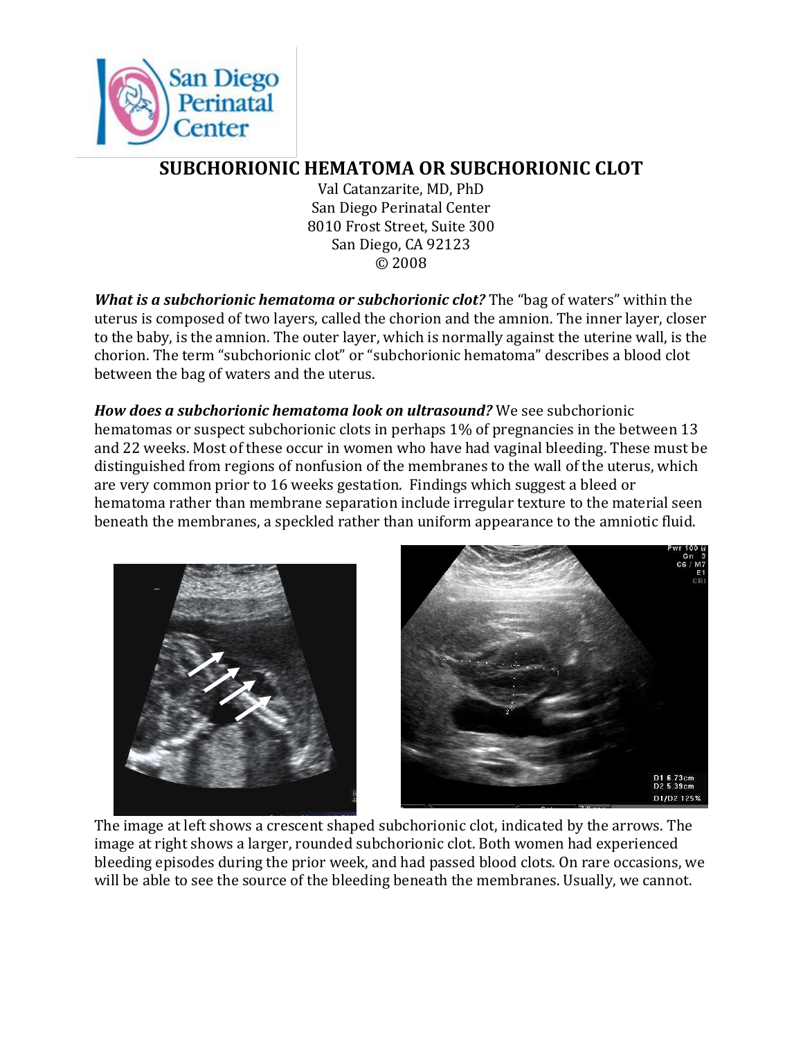# SUBCHORIONIC HEMATOMA OR SUBCHORIONIC CLOT

Val Catanzarite, MD, PhD
San Diego Perinatal Center
8010 Frost Street, Suite 300
San Diego, CA 92123
© 2008

***What is a subchorionic hematoma or subchorionic clot?*** The "bag of waters" within the uterus is composed of two layers, called the chorion and the amnion. The inner layer, closer to the baby, is the amnion. The outer layer, which is normally against the uterine wall, is the chorion. The term "subchorionic clot" or "subchorionic hematoma" describes a blood clot between the bag of waters and the uterus.

***How does a subchorionic hematoma look on ultrasound?*** We see subchorionic hematomas or suspect subchorionic clots in perhaps 1% of pregnancies in the between 13 and 22 weeks. Most of these occur in women who have had vaginal bleeding. These must be distinguished from regions of nonfusion of the membranes to the wall of the uterus, which are very common prior to 16 weeks gestation. Findings which suggest a bleed or hematoma rather than membrane separation include irregular texture to the material seen beneath the membranes, a speckled rather than uniform appearance to the amniotic fluid.

The image at left shows a crescent shaped subchorionic clot, indicated by the arrows. The image at right shows a larger, rounded subchorionic clot. Both women had experienced bleeding episodes during the prior week, and had passed blood clots. On rare occasions, we will be able to see the source of the bleeding beneath the membranes. Usually, we cannot.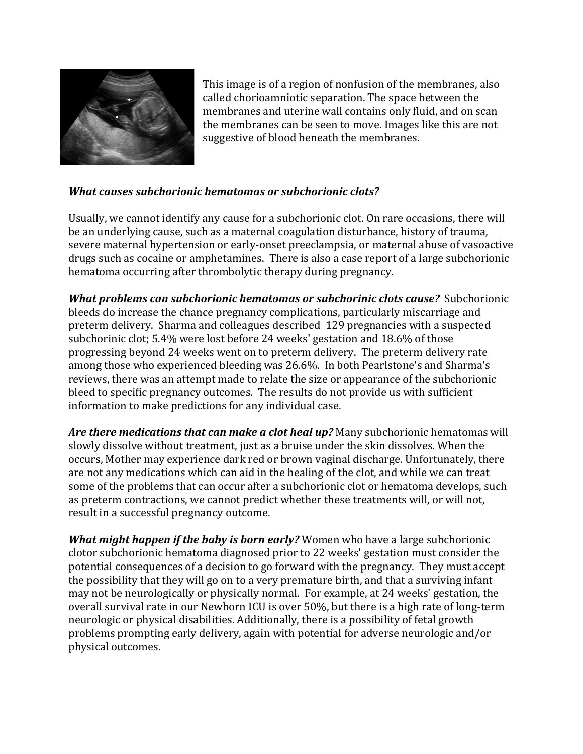This image is of a region of nonfusion of the membranes, also called chorioamniotic separation. The space between the membranes and uterine wall contains only fluid, and on scan the membranes can be seen to move. Images like this are not suggestive of blood beneath the membranes.

***What causes subchorionic hematomas or subchorionic clots?***

Usually, we cannot identify any cause for a subchorionic clot. On rare occasions, there will be an underlying cause, such as a maternal coagulation disturbance, history of trauma, severe maternal hypertension or early-onset preeclampsia, or maternal abuse of vasoactive drugs such as cocaine or amphetamines. There is also a case report of a large subchorionic hematoma occurring after thrombolytic therapy during pregnancy.

***What problems can subchorionic hematomas or subchorinic clots cause?*** Subchorionic bleeds do increase the chance pregnancy complications, particularly miscarriage and preterm delivery. Sharma and colleagues described 129 pregnancies with a suspected subchorinic clot; 5.4% were lost before 24 weeks' gestation and 18.6% of those progressing beyond 24 weeks went on to preterm delivery. The preterm delivery rate among those who experienced bleeding was 26.6%. In both Pearlstone's and Sharma's reviews, there was an attempt made to relate the size or appearance of the subchorionic bleed to specific pregnancy outcomes. The results do not provide us with sufficient information to make predictions for any individual case.

***Are there medications that can make a clot heal up?*** Many subchorionic hematomas will slowly dissolve without treatment, just as a bruise under the skin dissolves. When the occurs, Mother may experience dark red or brown vaginal discharge. Unfortunately, there are not any medications which can aid in the healing of the clot, and while we can treat some of the problems that can occur after a subchorionic clot or hematoma develops, such as preterm contractions, we cannot predict whether these treatments will, or will not, result in a successful pregnancy outcome.

***What might happen if the baby is born early?*** Women who have a large subchorionic clotor subchorionic hematoma diagnosed prior to 22 weeks' gestation must consider the potential consequences of a decision to go forward with the pregnancy. They must accept the possibility that they will go on to a very premature birth, and that a surviving infant may not be neurologically or physically normal. For example, at 24 weeks' gestation, the overall survival rate in our Newborn ICU is over 50%, but there is a high rate of long-term neurologic or physical disabilities. Additionally, there is a possibility of fetal growth problems prompting early delivery, again with potential for adverse neurologic and/or physical outcomes.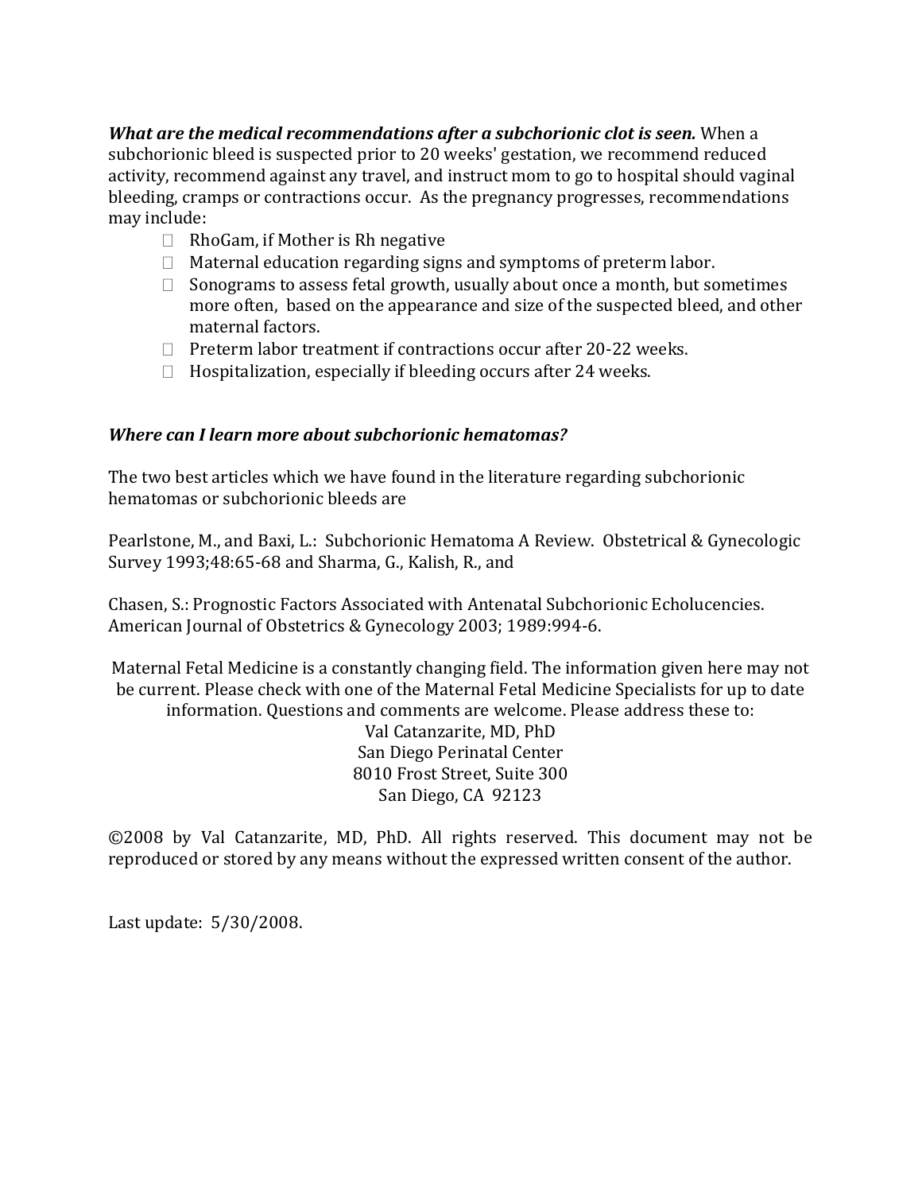***What are the medical recommendations after a subchorionic clot is seen.*** When a subchorionic bleed is suspected prior to 20 weeks' gestation, we recommend reduced activity, recommend against any travel, and instruct mom to go to hospital should vaginal bleeding, cramps or contractions occur. As the pregnancy progresses, recommendations may include:

- RhoGam, if Mother is Rh negative
- Maternal education regarding signs and symptoms of preterm labor.
- Sonograms to assess fetal growth, usually about once a month, but sometimes more often, based on the appearance and size of the suspected bleed, and other maternal factors.
- Preterm labor treatment if contractions occur after 20-22 weeks.
- Hospitalization, especially if bleeding occurs after 24 weeks.

***Where can I learn more about subchorionic hematomas?***

The two best articles which we have found in the literature regarding subchorionic hematomas or subchorionic bleeds are

Pearlstone, M., and Baxi, L.: Subchorionic Hematoma A Review. Obstetrical & Gynecologic Survey 1993;48:65-68 and Sharma, G., Kalish, R., and

Chasen, S.: Prognostic Factors Associated with Antenatal Subchorionic Echolucencies. American Journal of Obstetrics & Gynecology 2003; 1989:994-6.

Maternal Fetal Medicine is a constantly changing field. The information given here may not be current. Please check with one of the Maternal Fetal Medicine Specialists for up to date information. Questions and comments are welcome. Please address these to:
Val Catanzarite, MD, PhD
San Diego Perinatal Center
8010 Frost Street, Suite 300
San Diego, CA 92123

©2008 by Val Catanzarite, MD, PhD. All rights reserved. This document may not be reproduced or stored by any means without the expressed written consent of the author.

Last update: 5/30/2008.